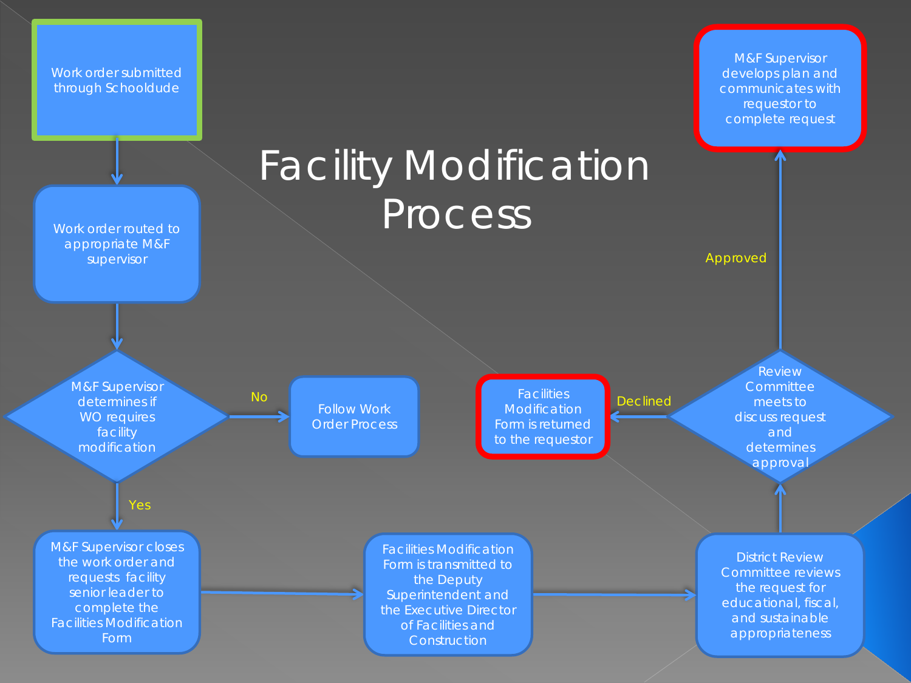# Facility Modification Process

- Work order submitted through Schooldude
- Work order routed to appropriate M&F supervisor
- M&F Supervisor determines if WO requires facility modification
  - No → Follow Work Order Process
  - Yes → M&F Supervisor closes the work order and requests facility senior leader to complete the Facilities Modification Form
- Facilities Modification Form is transmitted to the Deputy Superintendent and the Executive Director of Facilities and Construction
- District Review Committee reviews the request for educational, fiscal, and sustainable appropriateness
- Review Committee meets to discuss request and determines approval
  - Approved → M&F Supervisor develops plan and communicates with requestor to complete request
  - Declined → Facilities Modification Form is returned to the requestor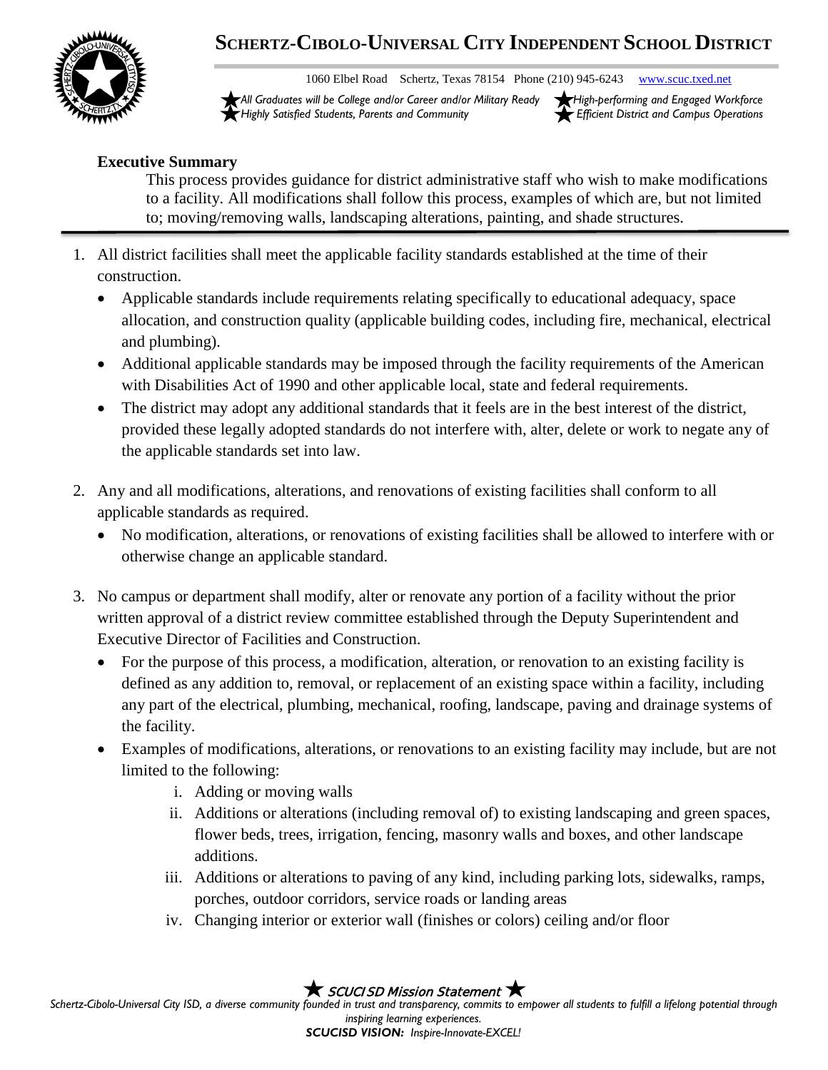**Executive Summary**

This process provides guidance for district administrative staff who wish to make modifications to a facility. All modifications shall follow this process, examples of which are, but not limited to; moving/removing walls, landscaping alterations, painting, and shade structures.

---

1. All district facilities shall meet the applicable facility standards established at the time of their construction.
   - Applicable standards include requirements relating specifically to educational adequacy, space allocation, and construction quality (applicable building codes, including fire, mechanical, electrical and plumbing).
   - Additional applicable standards may be imposed through the facility requirements of the American with Disabilities Act of 1990 and other applicable local, state and federal requirements.
   - The district may adopt any additional standards that it feels are in the best interest of the district, provided these legally adopted standards do not interfere with, alter, delete or work to negate any of the applicable standards set into law.

2. Any and all modifications, alterations, and renovations of existing facilities shall conform to all applicable standards as required.
   - No modification, alterations, or renovations of existing facilities shall be allowed to interfere with or otherwise change an applicable standard.

3. No campus or department shall modify, alter or renovate any portion of a facility without the prior written approval of a district review committee established through the Deputy Superintendent and Executive Director of Facilities and Construction.
   - For the purpose of this process, a modification, alteration, or renovation to an existing facility is defined as any addition to, removal, or replacement of an existing space within a facility, including any part of the electrical, plumbing, mechanical, roofing, landscape, paving and drainage systems of the facility.
   - Examples of modifications, alterations, or renovations to an existing facility may include, but are not limited to the following:
     - i. Adding or moving walls
     - ii. Additions or alterations (including removal of) to existing landscaping and green spaces, flower beds, trees, irrigation, fencing, masonry walls and boxes, and other landscape additions.
     - iii. Additions or alterations to paving of any kind, including parking lots, sidewalks, ramps, porches, outdoor corridors, service roads or landing areas
     - iv. Changing interior or exterior wall (finishes or colors) ceiling and/or floor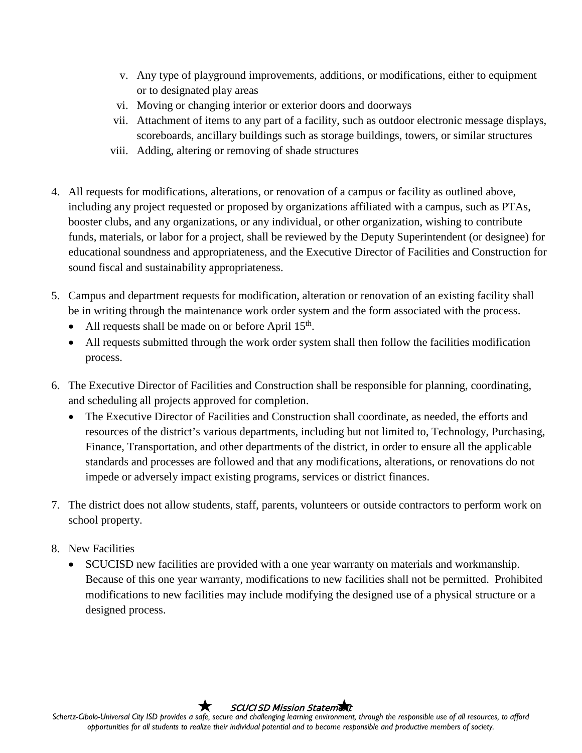v. Any type of playground improvements, additions, or modifications, either to equipment or to designated play areas
   vi. Moving or changing interior or exterior doors and doorways
   vii. Attachment of items to any part of a facility, such as outdoor electronic message displays, scoreboards, ancillary buildings such as storage buildings, towers, or similar structures
   viii. Adding, altering or removing of shade structures

4. All requests for modifications, alterations, or renovation of a campus or facility as outlined above, including any project requested or proposed by organizations affiliated with a campus, such as PTAs, booster clubs, and any organizations, or any individual, or other organization, wishing to contribute funds, materials, or labor for a project, shall be reviewed by the Deputy Superintendent (or designee) for educational soundness and appropriateness, and the Executive Director of Facilities and Construction for sound fiscal and sustainability appropriateness.

5. Campus and department requests for modification, alteration or renovation of an existing facility shall be in writing through the maintenance work order system and the form associated with the process.
   - All requests shall be made on or before April 15th.
   - All requests submitted through the work order system shall then follow the facilities modification process.

6. The Executive Director of Facilities and Construction shall be responsible for planning, coordinating, and scheduling all projects approved for completion.
   - The Executive Director of Facilities and Construction shall coordinate, as needed, the efforts and resources of the district's various departments, including but not limited to, Technology, Purchasing, Finance, Transportation, and other departments of the district, in order to ensure all the applicable standards and processes are followed and that any modifications, alterations, or renovations do not impede or adversely impact existing programs, services or district finances.

7. The district does not allow students, staff, parents, volunteers or outside contractors to perform work on school property.

8. New Facilities
   - SCUCISD new facilities are provided with a one year warranty on materials and workmanship. Because of this one year warranty, modifications to new facilities shall not be permitted. Prohibited modifications to new facilities may include modifying the designed use of a physical structure or a designed process.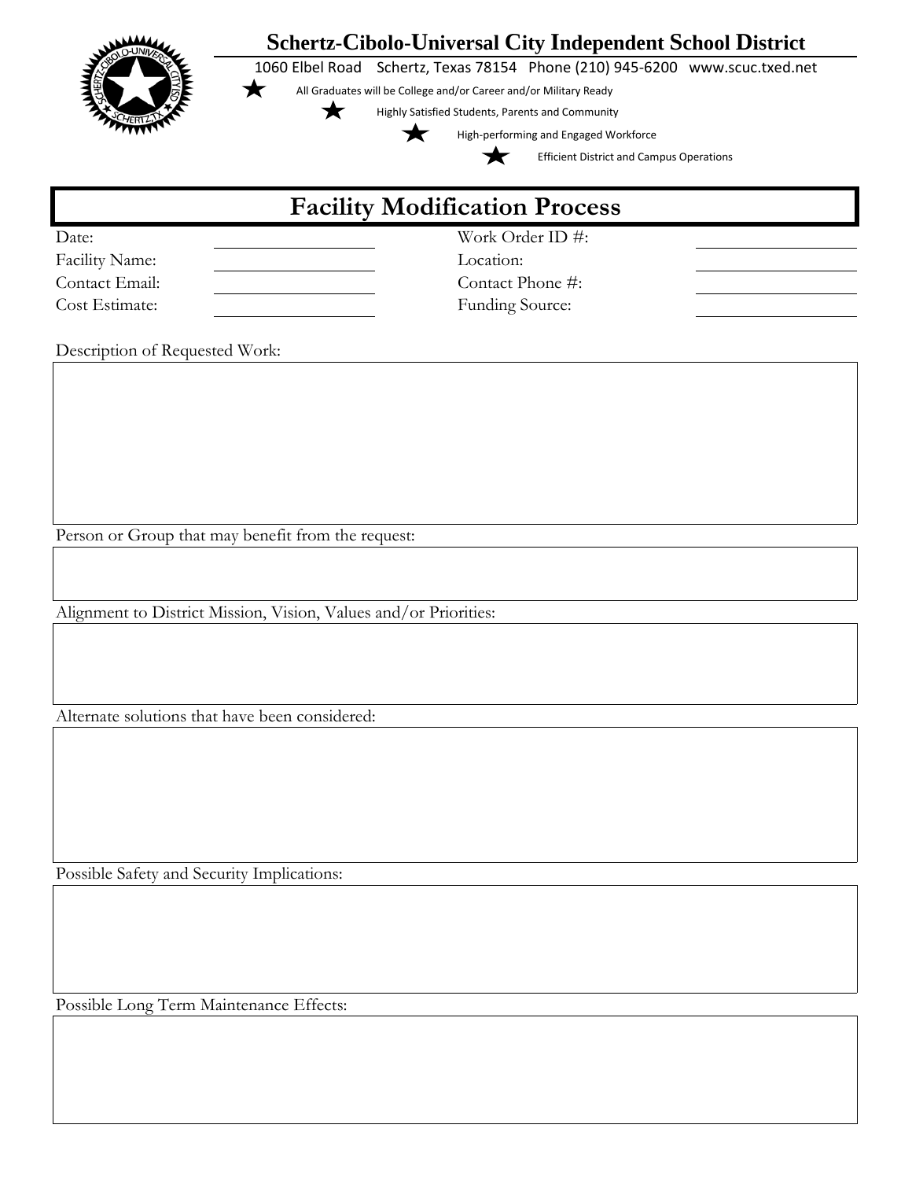# Schertz-Cibolo-Universal City Independent School District

1060 Elbel Road Schertz, Texas 78154 Phone (210) 945-6200 www.scuc.txed.net

★ All Graduates will be College and/or Career and/or Military Ready

★ Highly Satisfied Students, Parents and Community

★ High-performing and Engaged Workforce

★ Efficient District and Campus Operations

## Facility Modification Process

| | | | |
|---|---|---|---|
| Date: | | Work Order ID #: | |
| Facility Name: | | Location: | |
| Contact Email: | | Contact Phone #: | |
| Cost Estimate: | | Funding Source: | |

Description of Requested Work:

Person or Group that may benefit from the request:

Alignment to District Mission, Vision, Values and/or Priorities:

Alternate solutions that have been considered:

Possible Safety and Security Implications:

Possible Long Term Maintenance Effects: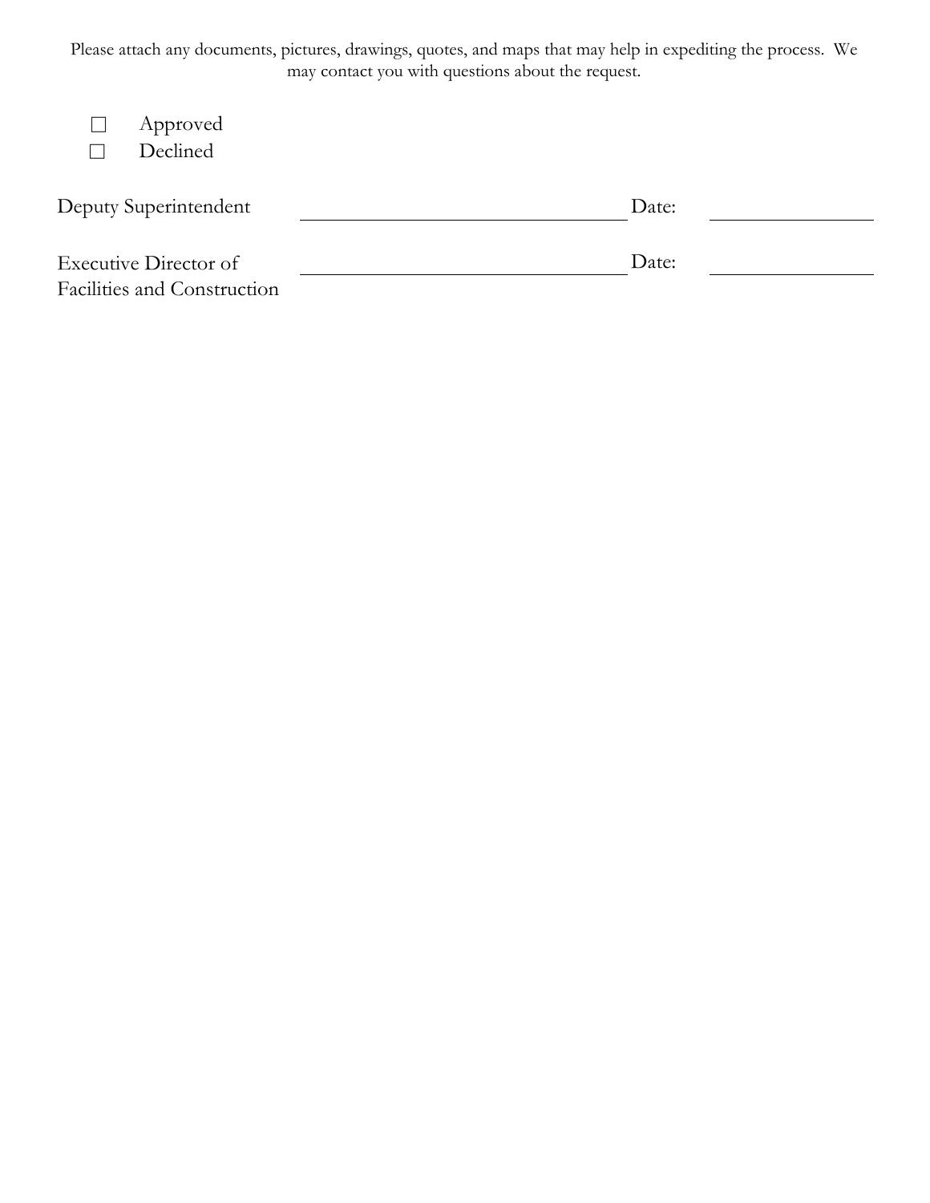Please attach any documents, pictures, drawings, quotes, and maps that may help in expediting the process. We may contact you with questions about the request.

- ☐ Approved
- ☐ Declined

| | | | |
|---|---|---|---|
| Deputy Superintendent | \_\_\_\_\_\_\_\_\_\_\_\_\_\_\_\_\_\_\_\_\_\_\_\_\_\_\_\_\_\_ | Date: | \_\_\_\_\_\_\_\_\_\_\_\_\_\_\_ |
| Executive Director of Facilities and Construction | \_\_\_\_\_\_\_\_\_\_\_\_\_\_\_\_\_\_\_\_\_\_\_\_\_\_\_\_\_\_ | Date: | \_\_\_\_\_\_\_\_\_\_\_\_\_\_\_ |